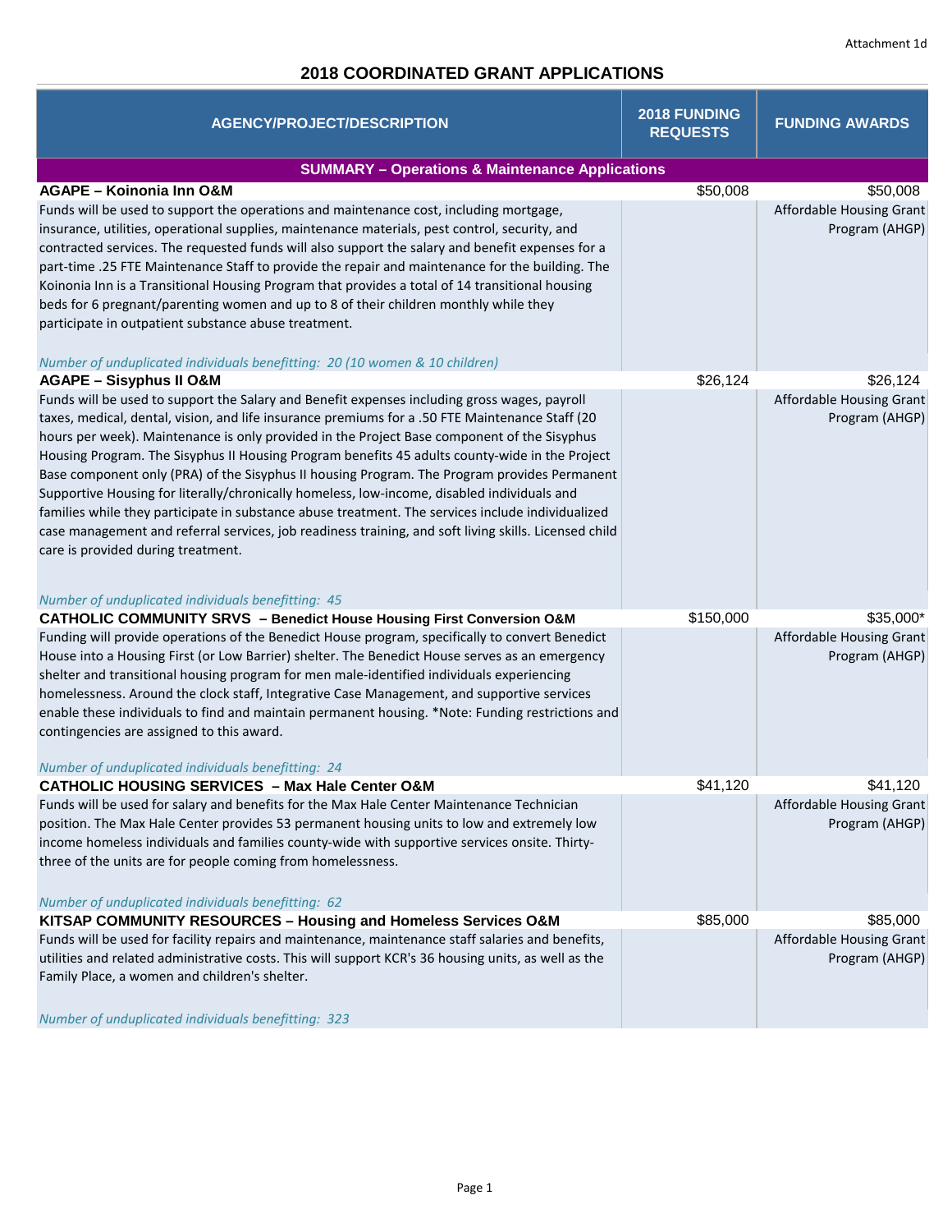Attachment 1d

# 2018 COORDINATED GRANT APPLICATIONS

| AGENCY/PROJECT/DESCRIPTION | 2018 FUNDING REQUESTS | FUNDING AWARDS |
|---|---|---|
| **SUMMARY – Operations & Maintenance Applications** | | |
| **AGAPE – Koinonia Inn O&M** | $50,008 | $50,008 |
| Funds will be used to support the operations and maintenance cost, including mortgage, insurance, utilities, operational supplies, maintenance materials, pest control, security, and contracted services. The requested funds will also support the salary and benefit expenses for a part-time .25 FTE Maintenance Staff to provide the repair and maintenance for the building. The Koinonia Inn is a Transitional Housing Program that provides a total of 14 transitional housing beds for 6 pregnant/parenting women and up to 8 of their children monthly while they participate in outpatient substance abuse treatment.<br><br>*Number of unduplicated individuals benefitting: 20 (10 women & 10 children)* | | Affordable Housing Grant Program (AHGP) |
| **AGAPE – Sisyphus II O&M** | $26,124 | $26,124 |
| Funds will be used to support the Salary and Benefit expenses including gross wages, payroll taxes, medical, dental, vision, and life insurance premiums for a .50 FTE Maintenance Staff (20 hours per week). Maintenance is only provided in the Project Base component of the Sisyphus Housing Program. The Sisyphus II Housing Program benefits 45 adults county-wide in the Project Base component only (PRA) of the Sisyphus II housing Program. The Program provides Permanent Supportive Housing for literally/chronically homeless, low-income, disabled individuals and families while they participate in substance abuse treatment. The services include individualized case management and referral services, job readiness training, and soft living skills. Licensed child care is provided during treatment.<br><br>*Number of unduplicated individuals benefitting: 45* | | Affordable Housing Grant Program (AHGP) |
| **CATHOLIC COMMUNITY SRVS – Benedict House Housing First Conversion O&M** | $150,000 | $35,000* |
| Funding will provide operations of the Benedict House program, specifically to convert Benedict House into a Housing First (or Low Barrier) shelter. The Benedict House serves as an emergency shelter and transitional housing program for men male-identified individuals experiencing homelessness. Around the clock staff, Integrative Case Management, and supportive services enable these individuals to find and maintain permanent housing. *Note: Funding restrictions and contingencies are assigned to this award.<br><br>*Number of unduplicated individuals benefitting: 24* | | Affordable Housing Grant Program (AHGP) |
| **CATHOLIC HOUSING SERVICES – Max Hale Center O&M** | $41,120 | $41,120 |
| Funds will be used for salary and benefits for the Max Hale Center Maintenance Technician position. The Max Hale Center provides 53 permanent housing units to low and extremely low income homeless individuals and families county-wide with supportive services onsite. Thirty-three of the units are for people coming from homelessness.<br><br>*Number of unduplicated individuals benefitting: 62* | | Affordable Housing Grant Program (AHGP) |
| **KITSAP COMMUNITY RESOURCES – Housing and Homeless Services O&M** | $85,000 | $85,000 |
| Funds will be used for facility repairs and maintenance, maintenance staff salaries and benefits, utilities and related administrative costs. This will support KCR's 36 housing units, as well as the Family Place, a women and children's shelter.<br><br>*Number of unduplicated individuals benefitting: 323* | | Affordable Housing Grant Program (AHGP) |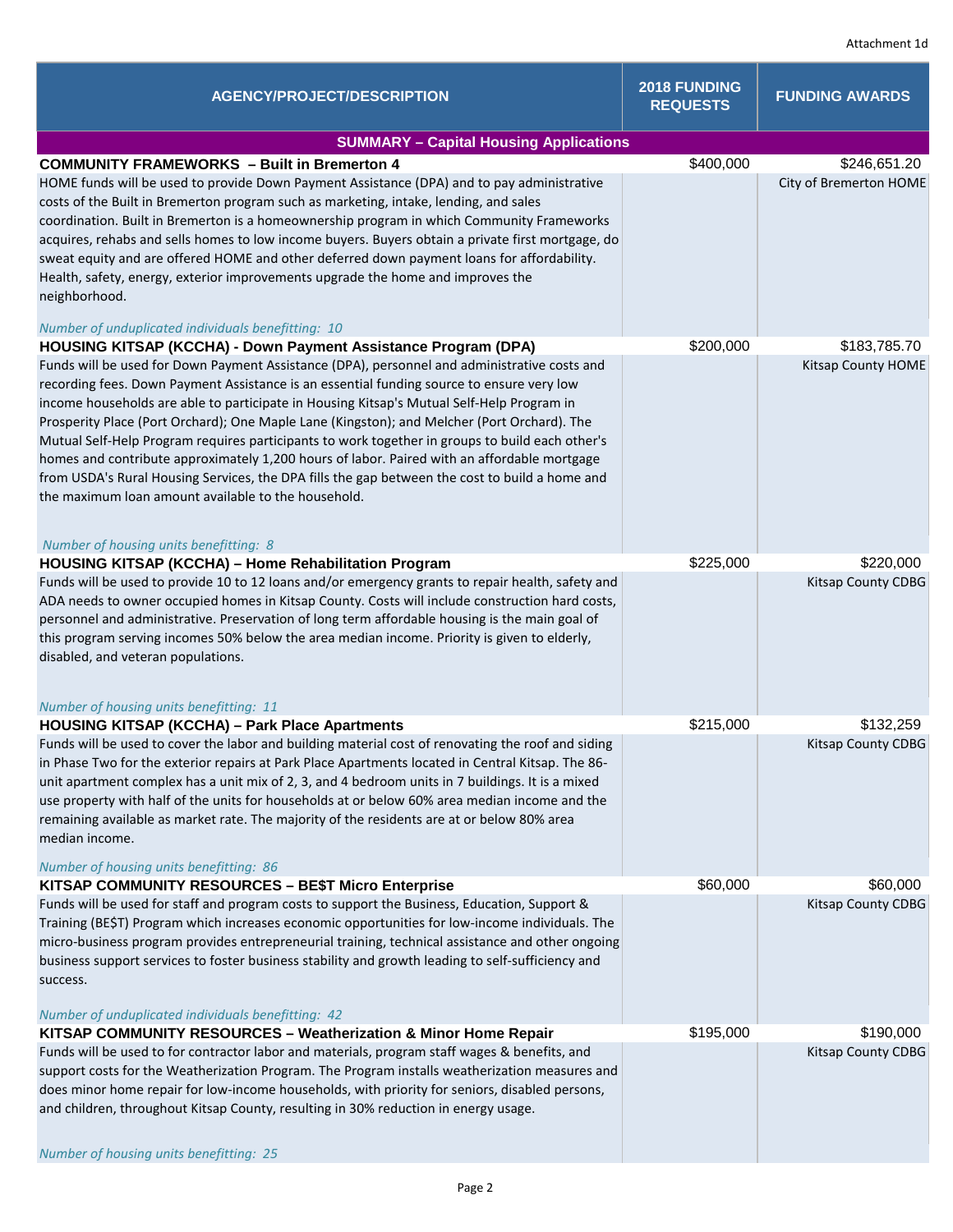Attachment 1d

| AGENCY/PROJECT/DESCRIPTION | 2018 FUNDING REQUESTS | FUNDING AWARDS |
|---|---|---|
| **SUMMARY – Capital Housing Applications** | | |
| **COMMUNITY FRAMEWORKS – Built in Bremerton 4**<br>HOME funds will be used to provide Down Payment Assistance (DPA) and to pay administrative costs of the Built in Bremerton program such as marketing, intake, lending, and sales coordination. Built in Bremerton is a homeownership program in which Community Frameworks acquires, rehabs and sells homes to low income buyers. Buyers obtain a private first mortgage, do sweat equity and are offered HOME and other deferred down payment loans for affordability. Health, safety, energy, exterior improvements upgrade the home and improves the neighborhood.<br>*Number of unduplicated individuals benefitting: 10* | $400,000 | $246,651.20<br>City of Bremerton HOME |
| **HOUSING KITSAP (KCCHA) - Down Payment Assistance Program (DPA)**<br>Funds will be used for Down Payment Assistance (DPA), personnel and administrative costs and recording fees. Down Payment Assistance is an essential funding source to ensure very low income households are able to participate in Housing Kitsap's Mutual Self-Help Program in Prosperity Place (Port Orchard); One Maple Lane (Kingston); and Melcher (Port Orchard). The Mutual Self-Help Program requires participants to work together in groups to build each other's homes and contribute approximately 1,200 hours of labor. Paired with an affordable mortgage from USDA's Rural Housing Services, the DPA fills the gap between the cost to build a home and the maximum loan amount available to the household.<br>*Number of housing units benefitting: 8* | $200,000 | $183,785.70<br>Kitsap County HOME |
| **HOUSING KITSAP (KCCHA) – Home Rehabilitation Program**<br>Funds will be used to provide 10 to 12 loans and/or emergency grants to repair health, safety and ADA needs to owner occupied homes in Kitsap County. Costs will include construction hard costs, personnel and administrative. Preservation of long term affordable housing is the main goal of this program serving incomes 50% below the area median income. Priority is given to elderly, disabled, and veteran populations.<br>*Number of housing units benefitting: 11* | $225,000 | $220,000<br>Kitsap County CDBG |
| **HOUSING KITSAP (KCCHA) – Park Place Apartments**<br>Funds will be used to cover the labor and building material cost of renovating the roof and siding in Phase Two for the exterior repairs at Park Place Apartments located in Central Kitsap. The 86-unit apartment complex has a unit mix of 2, 3, and 4 bedroom units in 7 buildings. It is a mixed use property with half of the units for households at or below 60% area median income and the remaining available as market rate. The majority of the residents are at or below 80% area median income.<br>*Number of housing units benefitting: 86* | $215,000 | $132,259<br>Kitsap County CDBG |
| **KITSAP COMMUNITY RESOURCES – BE$T Micro Enterprise**<br>Funds will be used for staff and program costs to support the Business, Education, Support & Training (BE$T) Program which increases economic opportunities for low-income individuals. The micro-business program provides entrepreneurial training, technical assistance and other ongoing business support services to foster business stability and growth leading to self-sufficiency and success.<br>*Number of unduplicated individuals benefitting: 42* | $60,000 | $60,000<br>Kitsap County CDBG |
| **KITSAP COMMUNITY RESOURCES – Weatherization & Minor Home Repair**<br>Funds will be used to for contractor labor and materials, program staff wages & benefits, and support costs for the Weatherization Program. The Program installs weatherization measures and does minor home repair for low-income households, with priority for seniors, disabled persons, and children, throughout Kitsap County, resulting in 30% reduction in energy usage.<br>*Number of housing units benefitting: 25* | $195,000 | $190,000<br>Kitsap County CDBG |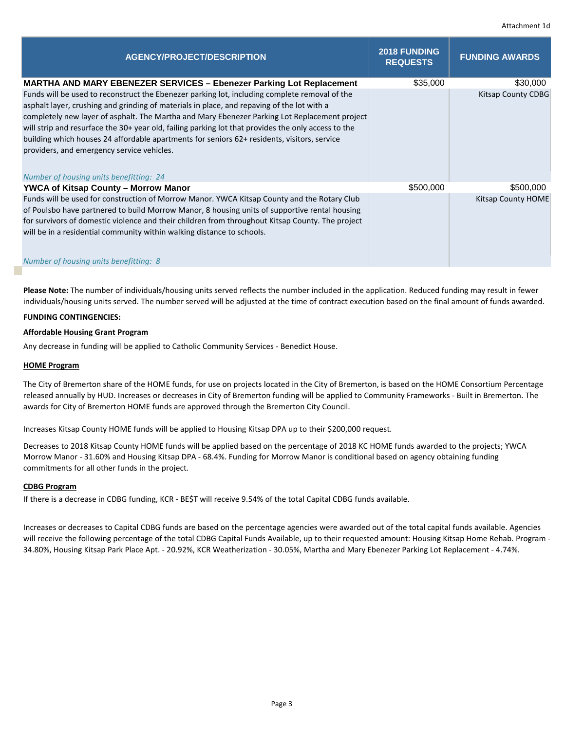Attachment 1d

| AGENCY/PROJECT/DESCRIPTION | 2018 FUNDING REQUESTS | FUNDING AWARDS |
|---|---|---|
| **MARTHA AND MARY EBENEZER SERVICES – Ebenezer Parking Lot Replacement** | $35,000 | $30,000 |
| Funds will be used to reconstruct the Ebenezer parking lot, including complete removal of the asphalt layer, crushing and grinding of materials in place, and repaving of the lot with a completely new layer of asphalt. The Martha and Mary Ebenezer Parking Lot Replacement project will strip and resurface the 30+ year old, failing parking lot that provides the only access to the building which houses 24 affordable apartments for seniors 62+ residents, visitors, service providers, and emergency service vehicles. *Number of housing units benefitting: 24* | | Kitsap County CDBG |
| **YWCA of Kitsap County – Morrow Manor** | $500,000 | $500,000 |
| Funds will be used for construction of Morrow Manor. YWCA Kitsap County and the Rotary Club of Poulsbo have partnered to build Morrow Manor, 8 housing units of supportive rental housing for survivors of domestic violence and their children from throughout Kitsap County. The project will be in a residential community within walking distance to schools. *Number of housing units benefitting: 8* | | Kitsap County HOME |

**Please Note:** The number of individuals/housing units served reflects the number included in the application. Reduced funding may result in fewer individuals/housing units served. The number served will be adjusted at the time of contract execution based on the final amount of funds awarded.

**FUNDING CONTINGENCIES:**

**Affordable Housing Grant Program**

Any decrease in funding will be applied to Catholic Community Services - Benedict House.

**HOME Program**

The City of Bremerton share of the HOME funds, for use on projects located in the City of Bremerton, is based on the HOME Consortium Percentage released annually by HUD. Increases or decreases in City of Bremerton funding will be applied to Community Frameworks - Built in Bremerton. The awards for City of Bremerton HOME funds are approved through the Bremerton City Council.

Increases Kitsap County HOME funds will be applied to Housing Kitsap DPA up to their $200,000 request.

Decreases to 2018 Kitsap County HOME funds will be applied based on the percentage of 2018 KC HOME funds awarded to the projects; YWCA Morrow Manor - 31.60% and Housing Kitsap DPA - 68.4%. Funding for Morrow Manor is conditional based on agency obtaining funding commitments for all other funds in the project.

**CDBG Program**

If there is a decrease in CDBG funding, KCR - BE$T will receive 9.54% of the total Capital CDBG funds available.

Increases or decreases to Capital CDBG funds are based on the percentage agencies were awarded out of the total capital funds available. Agencies will receive the following percentage of the total CDBG Capital Funds Available, up to their requested amount: Housing Kitsap Home Rehab. Program - 34.80%, Housing Kitsap Park Place Apt. - 20.92%, KCR Weatherization - 30.05%, Martha and Mary Ebenezer Parking Lot Replacement - 4.74%.